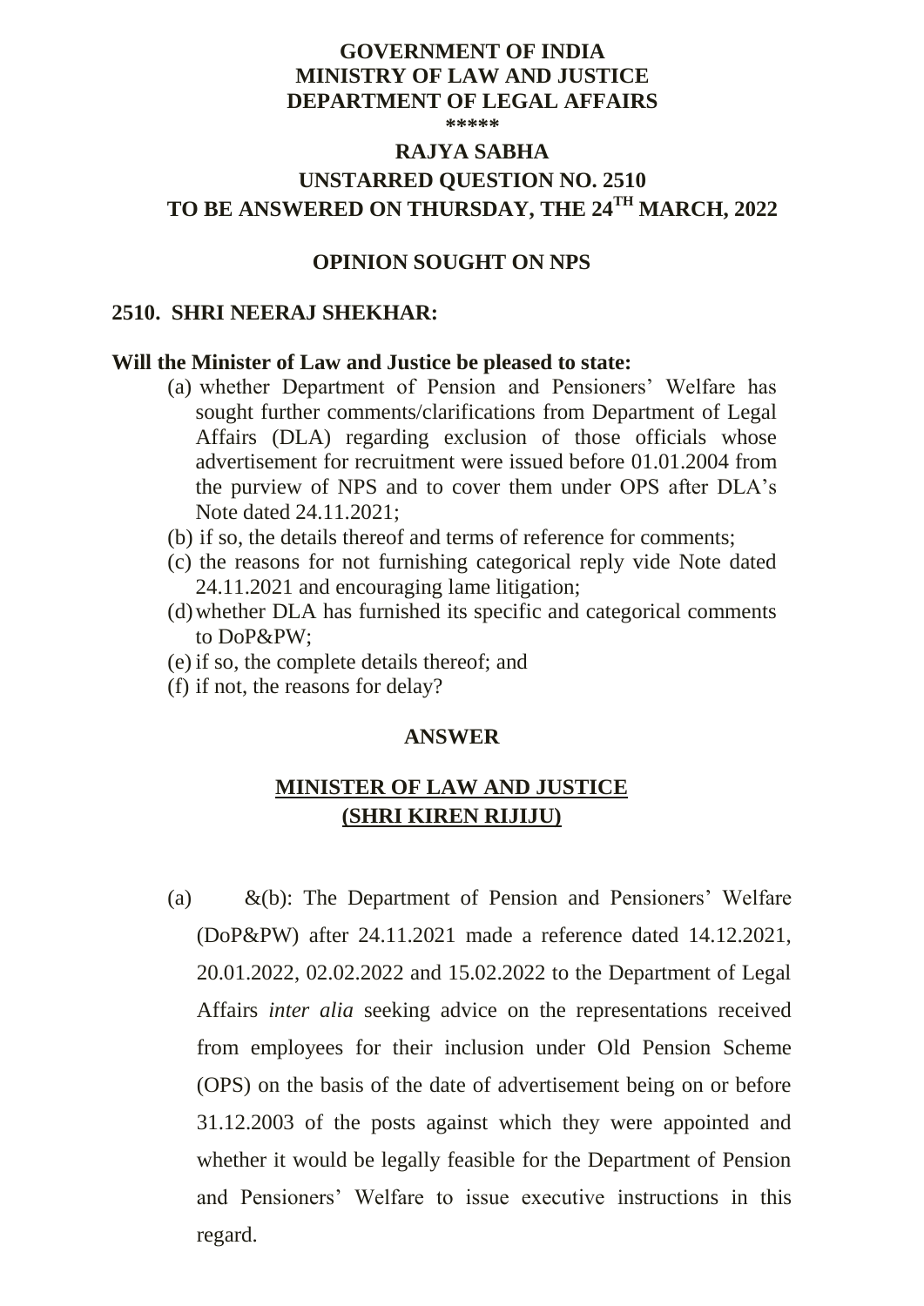**GOVERNMENT OF INDIA**
**MINISTRY OF LAW AND JUSTICE**
**DEPARTMENT OF LEGAL AFFAIRS**
**\*\*\*\*\***

# RAJYA SABHA

## UNSTARRED QUESTION NO. 2510

## TO BE ANSWERED ON THURSDAY, THE 24TH MARCH, 2022

### OPINION SOUGHT ON NPS

**2510. SHRI NEERAJ SHEKHAR:**

**Will the Minister of Law and Justice be pleased to state:**

(a) whether Department of Pension and Pensioners' Welfare has sought further comments/clarifications from Department of Legal Affairs (DLA) regarding exclusion of those officials whose advertisement for recruitment were issued before 01.01.2004 from the purview of NPS and to cover them under OPS after DLA's Note dated 24.11.2021;

(b) if so, the details thereof and terms of reference for comments;

(c) the reasons for not furnishing categorical reply vide Note dated 24.11.2021 and encouraging lame litigation;

(d) whether DLA has furnished its specific and categorical comments to DoP&PW;

(e) if so, the complete details thereof; and

(f) if not, the reasons for delay?

### ANSWER

### MINISTER OF LAW AND JUSTICE (SHRI KIREN RIJIJU)

(a) &(b): The Department of Pension and Pensioners' Welfare (DoP&PW) after 24.11.2021 made a reference dated 14.12.2021, 20.01.2022, 02.02.2022 and 15.02.2022 to the Department of Legal Affairs *inter alia* seeking advice on the representations received from employees for their inclusion under Old Pension Scheme (OPS) on the basis of the date of advertisement being on or before 31.12.2003 of the posts against which they were appointed and whether it would be legally feasible for the Department of Pension and Pensioners' Welfare to issue executive instructions in this regard.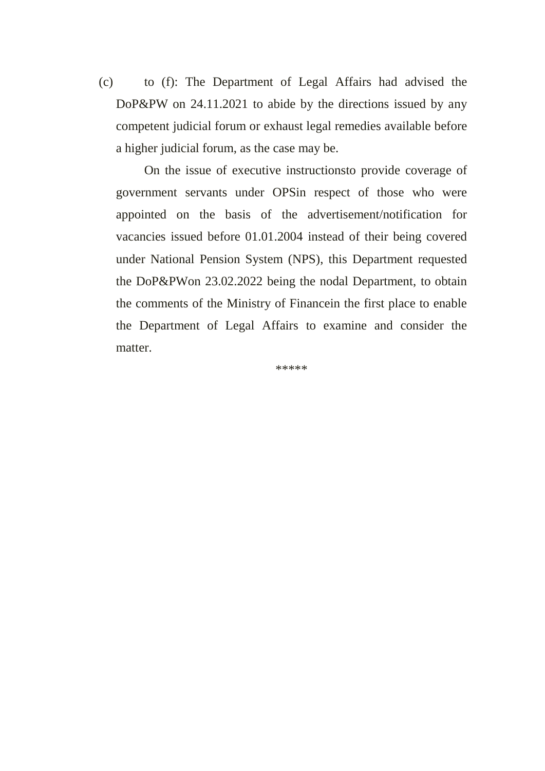(c) to (f): The Department of Legal Affairs had advised the DoP&PW on 24.11.2021 to abide by the directions issued by any competent judicial forum or exhaust legal remedies available before a higher judicial forum, as the case may be.

On the issue of executive instructionsto provide coverage of government servants under OPSin respect of those who were appointed on the basis of the advertisement/notification for vacancies issued before 01.01.2004 instead of their being covered under National Pension System (NPS), this Department requested the DoP&PWon 23.02.2022 being the nodal Department, to obtain the comments of the Ministry of Financein the first place to enable the Department of Legal Affairs to examine and consider the matter.

*****